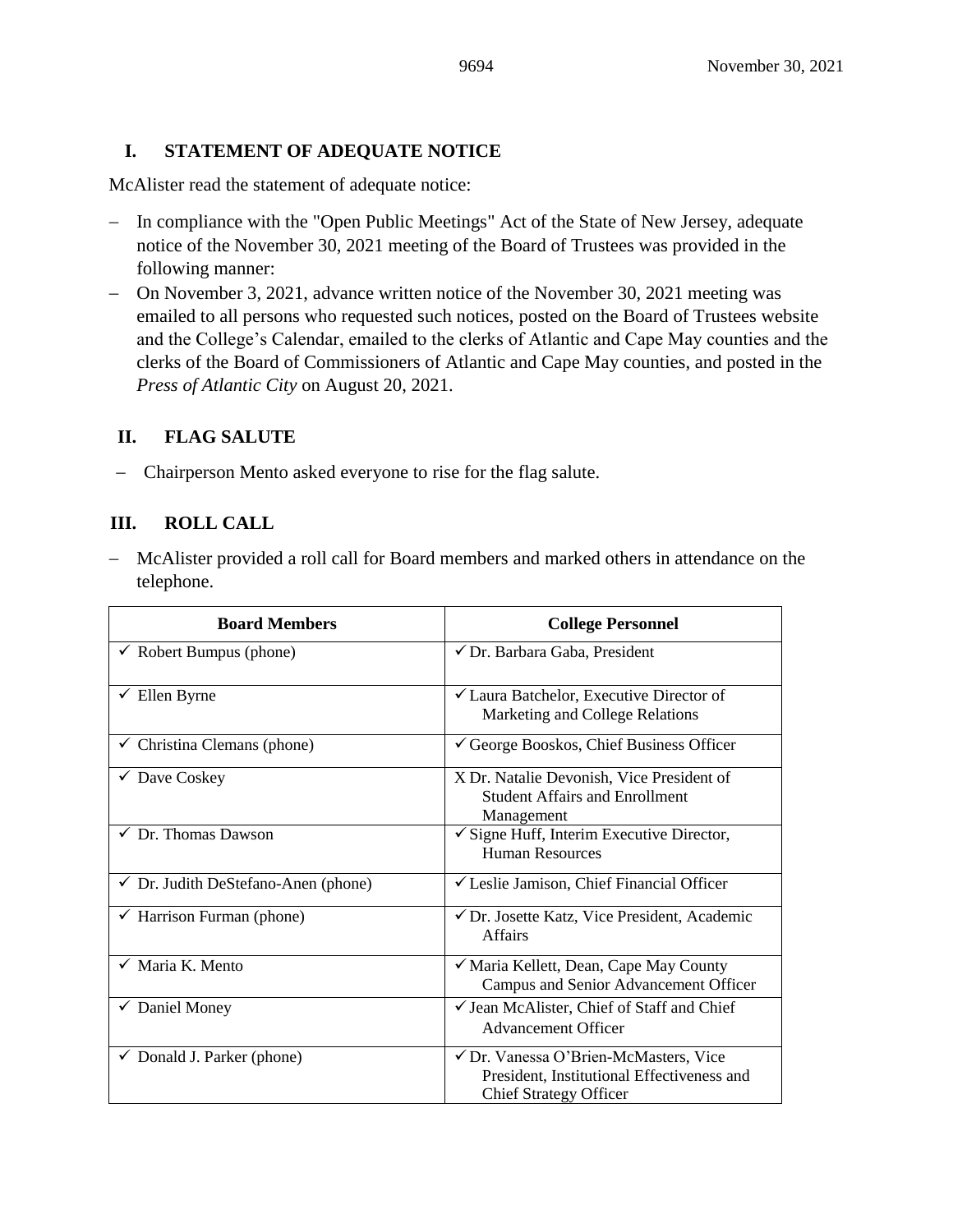## I. STATEMENT OF ADEQUATE NOTICE

McAlister read the statement of adequate notice:

- In compliance with the "Open Public Meetings" Act of the State of New Jersey, adequate notice of the November 30, 2021 meeting of the Board of Trustees was provided in the following manner:
- On November 3, 2021, advance written notice of the November 30, 2021 meeting was emailed to all persons who requested such notices, posted on the Board of Trustees website and the College's Calendar, emailed to the clerks of Atlantic and Cape May counties and the clerks of the Board of Commissioners of Atlantic and Cape May counties, and posted in the *Press of Atlantic City* on August 20, 2021.

## II. FLAG SALUTE

- Chairperson Mento asked everyone to rise for the flag salute.

## III. ROLL CALL

- McAlister provided a roll call for Board members and marked others in attendance on the telephone.

| Board Members | College Personnel |
|---|---|
| ✓ Robert Bumpus (phone) | ✓ Dr. Barbara Gaba, President |
| ✓ Ellen Byrne | ✓ Laura Batchelor, Executive Director of Marketing and College Relations |
| ✓ Christina Clemans (phone) | ✓ George Booskos, Chief Business Officer |
| ✓ Dave Coskey | X Dr. Natalie Devonish, Vice President of Student Affairs and Enrollment Management |
| ✓ Dr. Thomas Dawson | ✓ Signe Huff, Interim Executive Director, Human Resources |
| ✓ Dr. Judith DeStefano-Anen (phone) | ✓ Leslie Jamison, Chief Financial Officer |
| ✓ Harrison Furman (phone) | ✓ Dr. Josette Katz, Vice President, Academic Affairs |
| ✓ Maria K. Mento | ✓ Maria Kellett, Dean, Cape May County Campus and Senior Advancement Officer |
| ✓ Daniel Money | ✓ Jean McAlister, Chief of Staff and Chief Advancement Officer |
| ✓ Donald J. Parker (phone) | ✓ Dr. Vanessa O'Brien-McMasters, Vice President, Institutional Effectiveness and Chief Strategy Officer |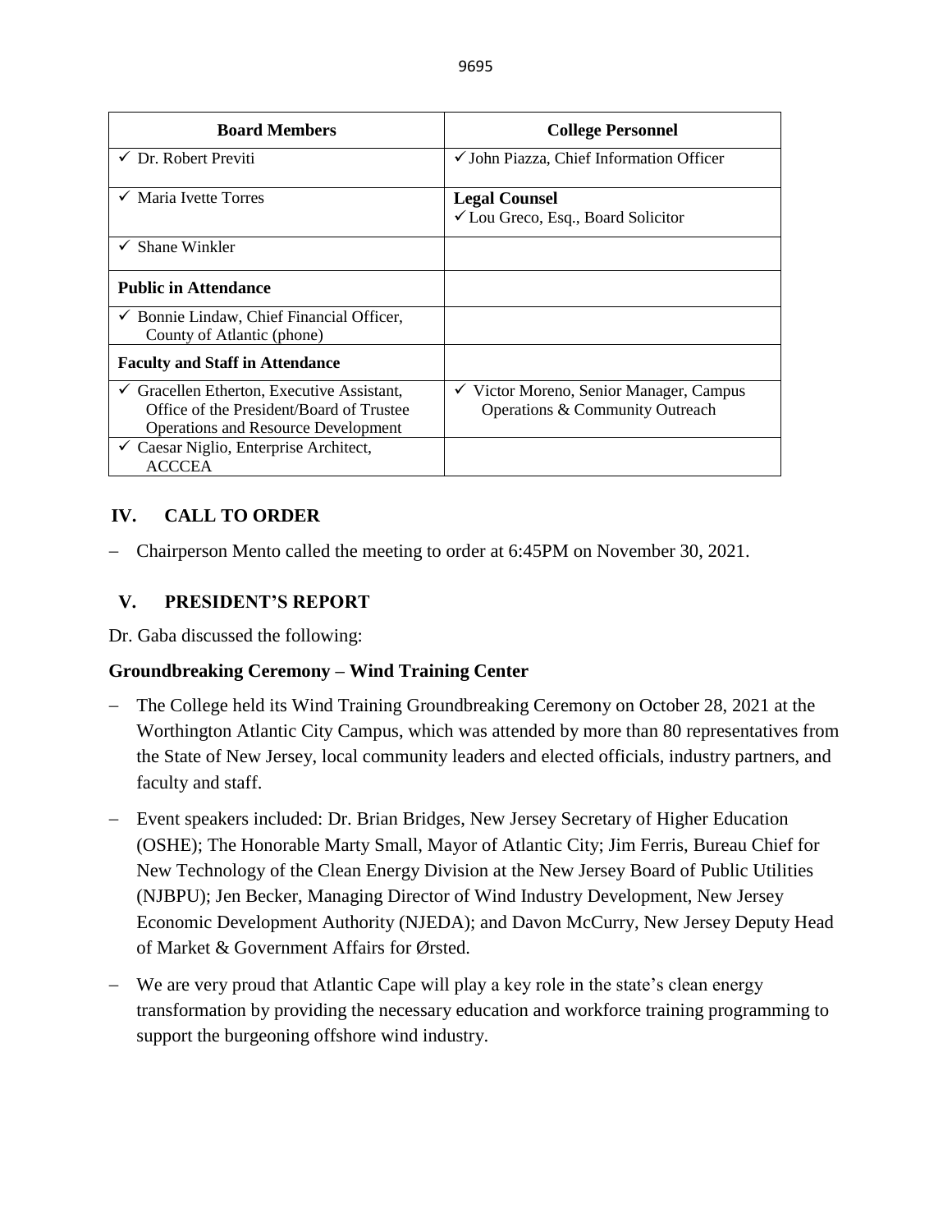| Board Members | College Personnel |
| --- | --- |
| ✓ Dr. Robert Previti | ✓ John Piazza, Chief Information Officer |
| ✓ Maria Ivette Torres | **Legal Counsel**<br>✓ Lou Greco, Esq., Board Solicitor |
| ✓ Shane Winkler | |
| **Public in Attendance** | |
| ✓ Bonnie Lindaw, Chief Financial Officer, County of Atlantic (phone) | |
| **Faculty and Staff in Attendance** | |
| ✓ Gracellen Etherton, Executive Assistant, Office of the President/Board of Trustee Operations and Resource Development | ✓ Victor Moreno, Senior Manager, Campus Operations & Community Outreach |
| ✓ Caesar Niglio, Enterprise Architect, ACCCEA | |

## IV. CALL TO ORDER

– Chairperson Mento called the meeting to order at 6:45PM on November 30, 2021.

## V. PRESIDENT'S REPORT

Dr. Gaba discussed the following:

### Groundbreaking Ceremony – Wind Training Center

– The College held its Wind Training Groundbreaking Ceremony on October 28, 2021 at the Worthington Atlantic City Campus, which was attended by more than 80 representatives from the State of New Jersey, local community leaders and elected officials, industry partners, and faculty and staff.

– Event speakers included: Dr. Brian Bridges, New Jersey Secretary of Higher Education (OSHE); The Honorable Marty Small, Mayor of Atlantic City; Jim Ferris, Bureau Chief for New Technology of the Clean Energy Division at the New Jersey Board of Public Utilities (NJBPU); Jen Becker, Managing Director of Wind Industry Development, New Jersey Economic Development Authority (NJEDA); and Davon McCurry, New Jersey Deputy Head of Market & Government Affairs for Ørsted.

– We are very proud that Atlantic Cape will play a key role in the state's clean energy transformation by providing the necessary education and workforce training programming to support the burgeoning offshore wind industry.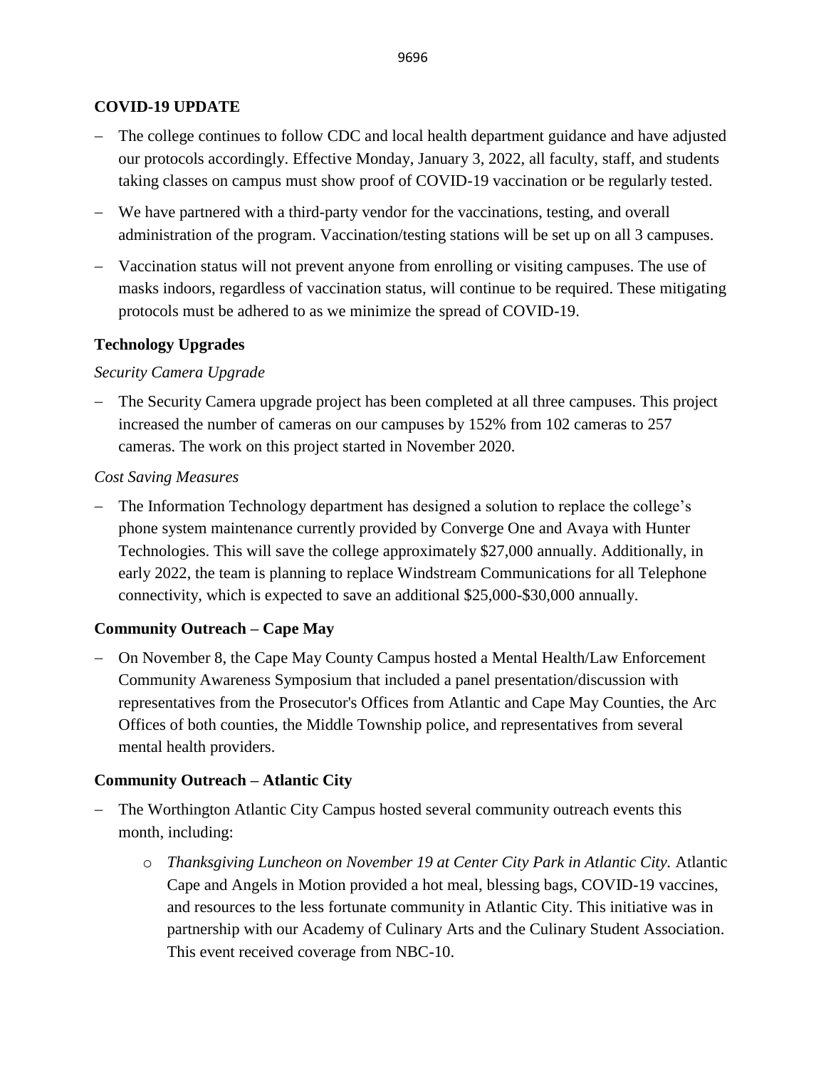**COVID-19 UPDATE**

- The college continues to follow CDC and local health department guidance and have adjusted our protocols accordingly. Effective Monday, January 3, 2022, all faculty, staff, and students taking classes on campus must show proof of COVID-19 vaccination or be regularly tested.
- We have partnered with a third-party vendor for the vaccinations, testing, and overall administration of the program. Vaccination/testing stations will be set up on all 3 campuses.
- Vaccination status will not prevent anyone from enrolling or visiting campuses. The use of masks indoors, regardless of vaccination status, will continue to be required. These mitigating protocols must be adhered to as we minimize the spread of COVID-19.

**Technology Upgrades**

*Security Camera Upgrade*

- The Security Camera upgrade project has been completed at all three campuses. This project increased the number of cameras on our campuses by 152% from 102 cameras to 257 cameras. The work on this project started in November 2020.

*Cost Saving Measures*

- The Information Technology department has designed a solution to replace the college's phone system maintenance currently provided by Converge One and Avaya with Hunter Technologies. This will save the college approximately $27,000 annually. Additionally, in early 2022, the team is planning to replace Windstream Communications for all Telephone connectivity, which is expected to save an additional $25,000-$30,000 annually.

**Community Outreach – Cape May**

- On November 8, the Cape May County Campus hosted a Mental Health/Law Enforcement Community Awareness Symposium that included a panel presentation/discussion with representatives from the Prosecutor's Offices from Atlantic and Cape May Counties, the Arc Offices of both counties, the Middle Township police, and representatives from several mental health providers.

**Community Outreach – Atlantic City**

- The Worthington Atlantic City Campus hosted several community outreach events this month, including:
  - *Thanksgiving Luncheon on November 19 at Center City Park in Atlantic City.* Atlantic Cape and Angels in Motion provided a hot meal, blessing bags, COVID-19 vaccines, and resources to the less fortunate community in Atlantic City. This initiative was in partnership with our Academy of Culinary Arts and the Culinary Student Association. This event received coverage from NBC-10.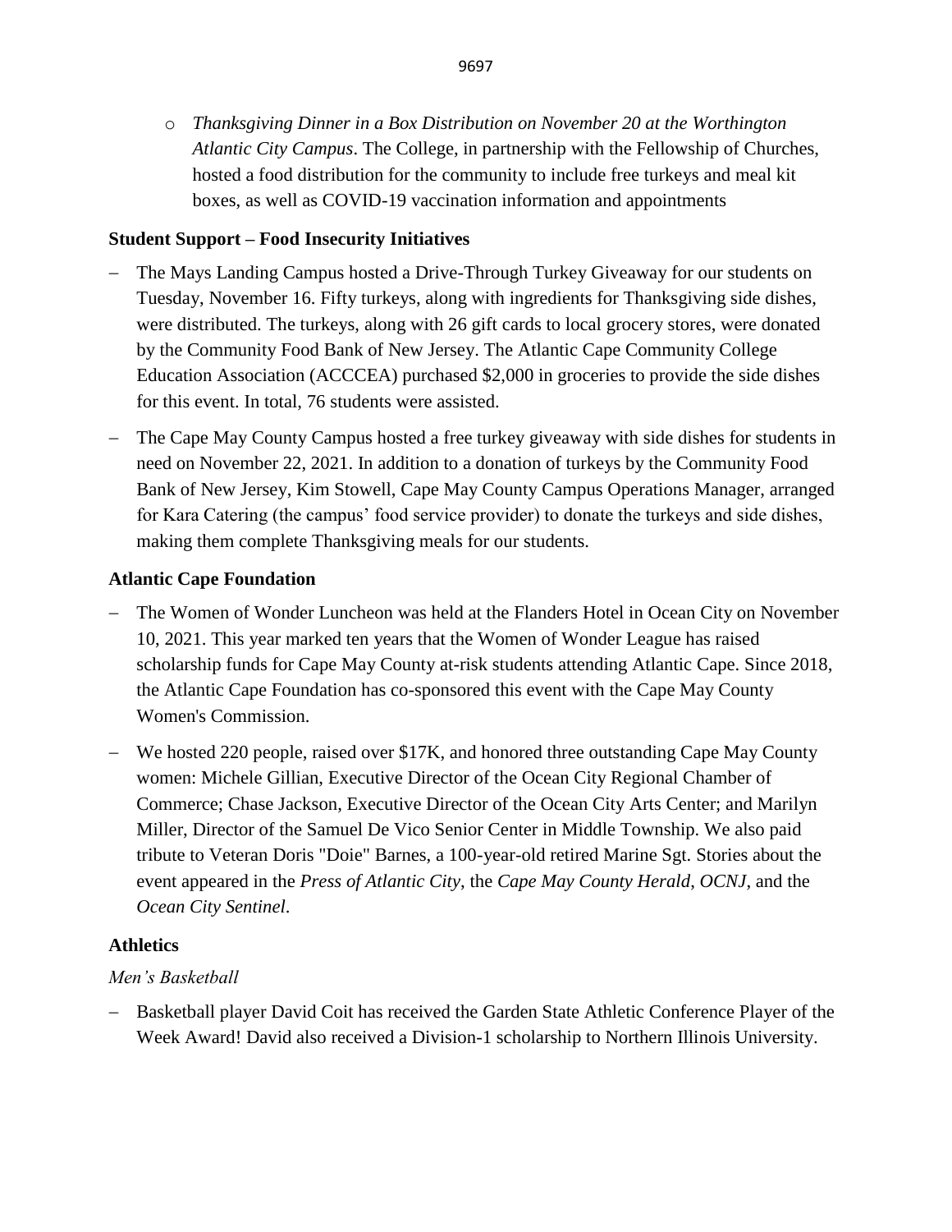- *Thanksgiving Dinner in a Box Distribution on November 20 at the Worthington Atlantic City Campus*. The College, in partnership with the Fellowship of Churches, hosted a food distribution for the community to include free turkeys and meal kit boxes, as well as COVID-19 vaccination information and appointments

**Student Support – Food Insecurity Initiatives**

- The Mays Landing Campus hosted a Drive-Through Turkey Giveaway for our students on Tuesday, November 16. Fifty turkeys, along with ingredients for Thanksgiving side dishes, were distributed. The turkeys, along with 26 gift cards to local grocery stores, were donated by the Community Food Bank of New Jersey. The Atlantic Cape Community College Education Association (ACCCEA) purchased $2,000 in groceries to provide the side dishes for this event. In total, 76 students were assisted.
- The Cape May County Campus hosted a free turkey giveaway with side dishes for students in need on November 22, 2021. In addition to a donation of turkeys by the Community Food Bank of New Jersey, Kim Stowell, Cape May County Campus Operations Manager, arranged for Kara Catering (the campus' food service provider) to donate the turkeys and side dishes, making them complete Thanksgiving meals for our students.

**Atlantic Cape Foundation**

- The Women of Wonder Luncheon was held at the Flanders Hotel in Ocean City on November 10, 2021. This year marked ten years that the Women of Wonder League has raised scholarship funds for Cape May County at-risk students attending Atlantic Cape. Since 2018, the Atlantic Cape Foundation has co-sponsored this event with the Cape May County Women's Commission.
- We hosted 220 people, raised over $17K, and honored three outstanding Cape May County women: Michele Gillian, Executive Director of the Ocean City Regional Chamber of Commerce; Chase Jackson, Executive Director of the Ocean City Arts Center; and Marilyn Miller, Director of the Samuel De Vico Senior Center in Middle Township. We also paid tribute to Veteran Doris "Doie" Barnes, a 100-year-old retired Marine Sgt. Stories about the event appeared in the *Press of Atlantic City*, the *Cape May County Herald*, *OCNJ*, and the *Ocean City Sentinel*.

**Athletics**

*Men's Basketball*

- Basketball player David Coit has received the Garden State Athletic Conference Player of the Week Award! David also received a Division-1 scholarship to Northern Illinois University.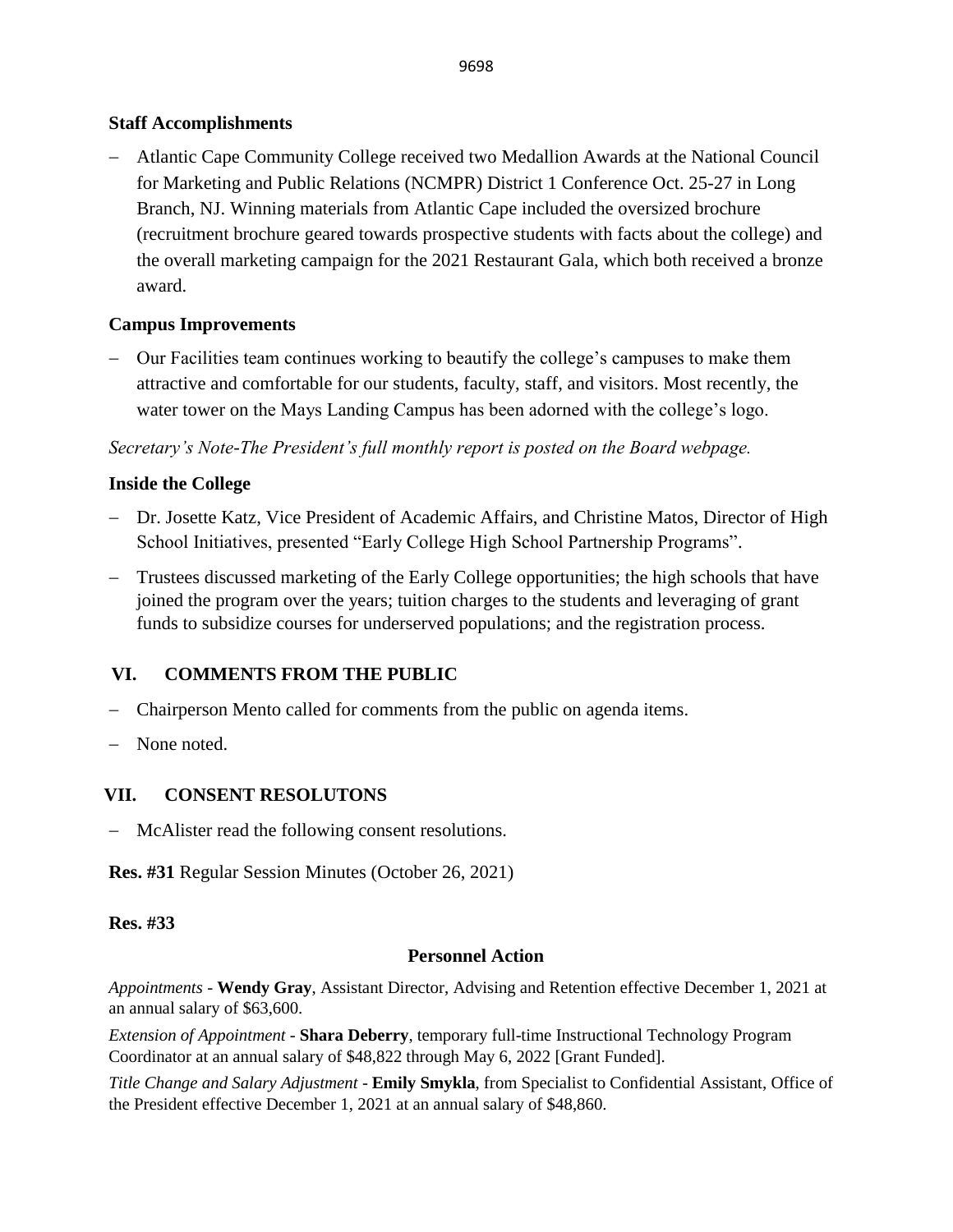**Staff Accomplishments**

- Atlantic Cape Community College received two Medallion Awards at the National Council for Marketing and Public Relations (NCMPR) District 1 Conference Oct. 25-27 in Long Branch, NJ. Winning materials from Atlantic Cape included the oversized brochure (recruitment brochure geared towards prospective students with facts about the college) and the overall marketing campaign for the 2021 Restaurant Gala, which both received a bronze award.

**Campus Improvements**

- Our Facilities team continues working to beautify the college's campuses to make them attractive and comfortable for our students, faculty, staff, and visitors. Most recently, the water tower on the Mays Landing Campus has been adorned with the college's logo.

*Secretary's Note-The President's full monthly report is posted on the Board webpage.*

**Inside the College**

- Dr. Josette Katz, Vice President of Academic Affairs, and Christine Matos, Director of High School Initiatives, presented "Early College High School Partnership Programs".
- Trustees discussed marketing of the Early College opportunities; the high schools that have joined the program over the years; tuition charges to the students and leveraging of grant funds to subsidize courses for underserved populations; and the registration process.

## VI. COMMENTS FROM THE PUBLIC

- Chairperson Mento called for comments from the public on agenda items.
- None noted.

## VII. CONSENT RESOLUTONS

- McAlister read the following consent resolutions.

**Res. #31** Regular Session Minutes (October 26, 2021)

**Res. #33**

**Personnel Action**

*Appointments* - **Wendy Gray**, Assistant Director, Advising and Retention effective December 1, 2021 at an annual salary of $63,600.

*Extension of Appointment* - **Shara Deberry**, temporary full-time Instructional Technology Program Coordinator at an annual salary of $48,822 through May 6, 2022 [Grant Funded].

*Title Change and Salary Adjustment* - **Emily Smykla**, from Specialist to Confidential Assistant, Office of the President effective December 1, 2021 at an annual salary of $48,860.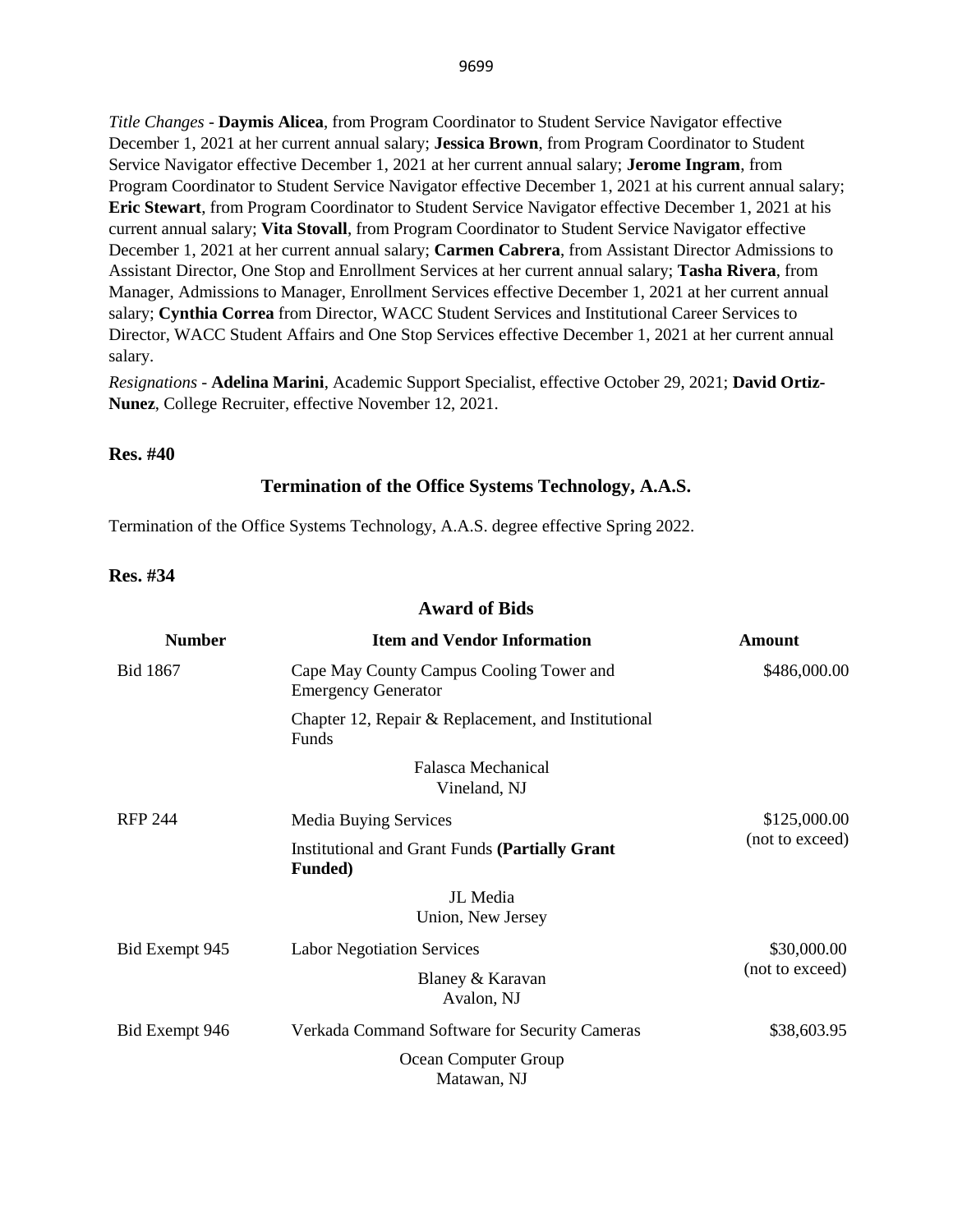*Title Changes* - **Daymis Alicea**, from Program Coordinator to Student Service Navigator effective December 1, 2021 at her current annual salary; **Jessica Brown**, from Program Coordinator to Student Service Navigator effective December 1, 2021 at her current annual salary; **Jerome Ingram**, from Program Coordinator to Student Service Navigator effective December 1, 2021 at his current annual salary; **Eric Stewart**, from Program Coordinator to Student Service Navigator effective December 1, 2021 at his current annual salary; **Vita Stovall**, from Program Coordinator to Student Service Navigator effective December 1, 2021 at her current annual salary; **Carmen Cabrera**, from Assistant Director Admissions to Assistant Director, One Stop and Enrollment Services at her current annual salary; **Tasha Rivera**, from Manager, Admissions to Manager, Enrollment Services effective December 1, 2021 at her current annual salary; **Cynthia Correa** from Director, WACC Student Services and Institutional Career Services to Director, WACC Student Affairs and One Stop Services effective December 1, 2021 at her current annual salary.

*Resignations* - **Adelina Marini**, Academic Support Specialist, effective October 29, 2021; **David Ortiz-Nunez**, College Recruiter, effective November 12, 2021.

**Res. #40**

### Termination of the Office Systems Technology, A.A.S.

Termination of the Office Systems Technology, A.A.S. degree effective Spring 2022.

**Res. #34**

### Award of Bids

| Number | Item and Vendor Information | Amount |
|---|---|---|
| Bid 1867 | Cape May County Campus Cooling Tower and Emergency Generator<br>Chapter 12, Repair & Replacement, and Institutional Funds<br>Falasca Mechanical<br>Vineland, NJ | \$486,000.00 |
| RFP 244 | Media Buying Services<br>Institutional and Grant Funds **(Partially Grant Funded)**<br>JL Media<br>Union, New Jersey | \$125,000.00 (not to exceed) |
| Bid Exempt 945 | Labor Negotiation Services<br>Blaney & Karavan<br>Avalon, NJ | \$30,000.00 (not to exceed) |
| Bid Exempt 946 | Verkada Command Software for Security Cameras<br>Ocean Computer Group<br>Matawan, NJ | \$38,603.95 |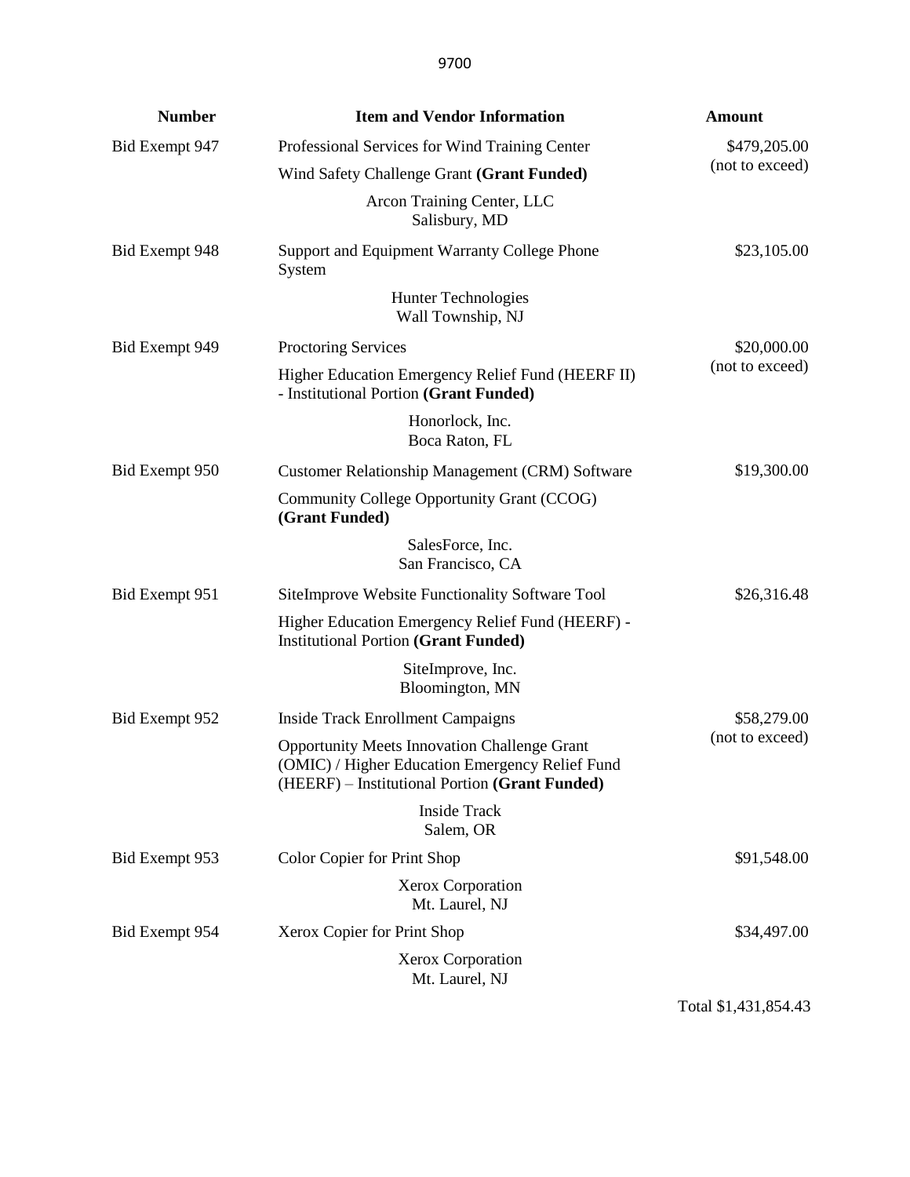| Number | Item and Vendor Information | Amount |
| --- | --- | --- |
| Bid Exempt 947 | Professional Services for Wind Training Center<br>Wind Safety Challenge Grant **(Grant Funded)**<br>Arcon Training Center, LLC<br>Salisbury, MD | $479,205.00<br>(not to exceed) |
| Bid Exempt 948 | Support and Equipment Warranty College Phone System<br>Hunter Technologies<br>Wall Township, NJ | $23,105.00 |
| Bid Exempt 949 | Proctoring Services<br>Higher Education Emergency Relief Fund (HEERF II) - Institutional Portion **(Grant Funded)**<br>Honorlock, Inc.<br>Boca Raton, FL | $20,000.00<br>(not to exceed) |
| Bid Exempt 950 | Customer Relationship Management (CRM) Software<br>Community College Opportunity Grant (CCOG) **(Grant Funded)**<br>SalesForce, Inc.<br>San Francisco, CA | $19,300.00 |
| Bid Exempt 951 | SiteImprove Website Functionality Software Tool<br>Higher Education Emergency Relief Fund (HEERF) - Institutional Portion **(Grant Funded)**<br>SiteImprove, Inc.<br>Bloomington, MN | $26,316.48 |
| Bid Exempt 952 | Inside Track Enrollment Campaigns<br>Opportunity Meets Innovation Challenge Grant (OMIC) / Higher Education Emergency Relief Fund (HEERF) – Institutional Portion **(Grant Funded)**<br>Inside Track<br>Salem, OR | $58,279.00<br>(not to exceed) |
| Bid Exempt 953 | Color Copier for Print Shop<br>Xerox Corporation<br>Mt. Laurel, NJ | $91,548.00 |
| Bid Exempt 954 | Xerox Copier for Print Shop<br>Xerox Corporation<br>Mt. Laurel, NJ | $34,497.00 |
| | | Total $1,431,854.43 |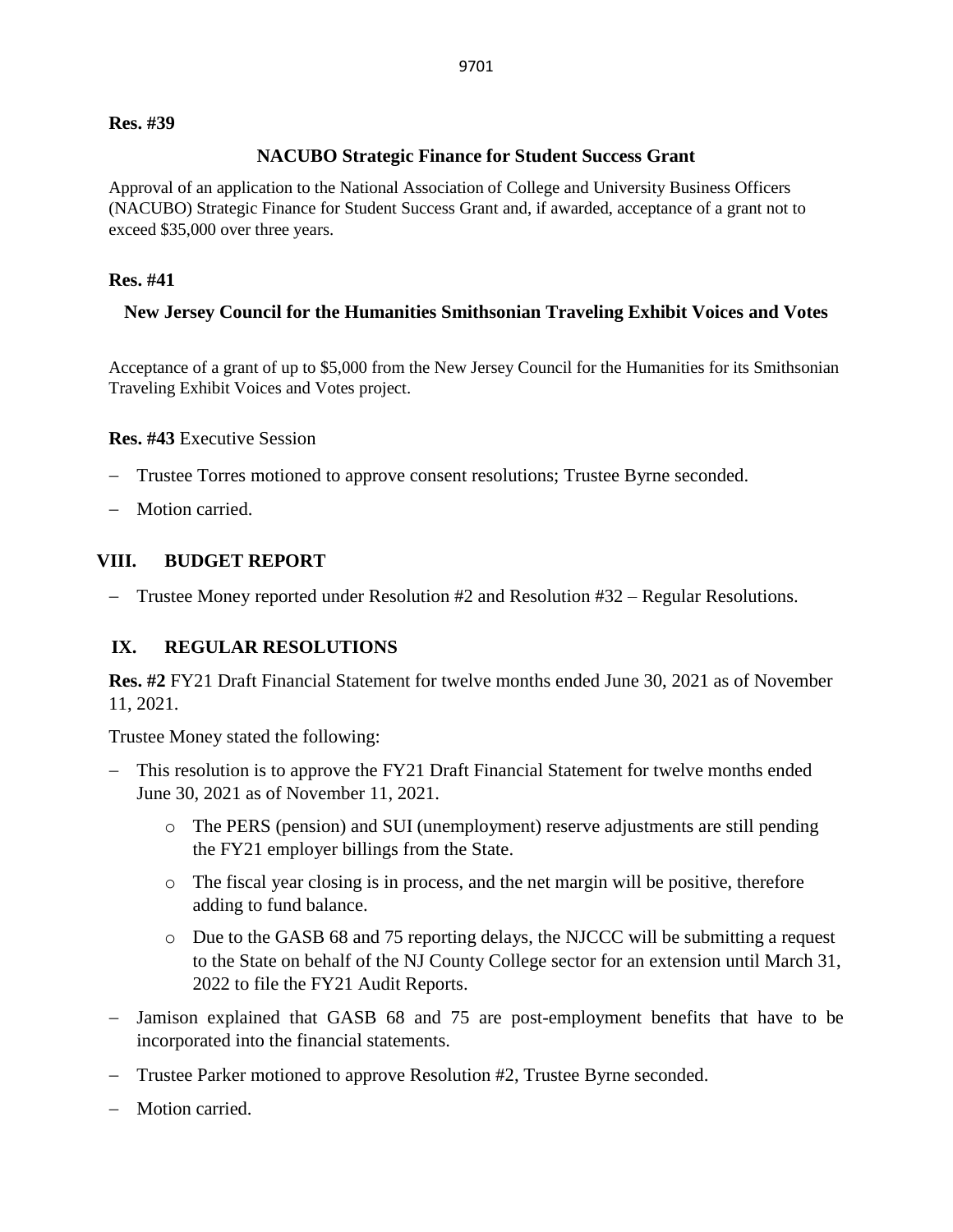**Res. #39**

**NACUBO Strategic Finance for Student Success Grant**

Approval of an application to the National Association of College and University Business Officers (NACUBO) Strategic Finance for Student Success Grant and, if awarded, acceptance of a grant not to exceed $35,000 over three years.

**Res. #41**

**New Jersey Council for the Humanities Smithsonian Traveling Exhibit Voices and Votes**

Acceptance of a grant of up to $5,000 from the New Jersey Council for the Humanities for its Smithsonian Traveling Exhibit Voices and Votes project.

**Res. #43** Executive Session

- Trustee Torres motioned to approve consent resolutions; Trustee Byrne seconded.
- Motion carried.

## VIII. BUDGET REPORT

- Trustee Money reported under Resolution #2 and Resolution #32 – Regular Resolutions.

## IX. REGULAR RESOLUTIONS

**Res. #2** FY21 Draft Financial Statement for twelve months ended June 30, 2021 as of November 11, 2021.

Trustee Money stated the following:

- This resolution is to approve the FY21 Draft Financial Statement for twelve months ended June 30, 2021 as of November 11, 2021.
  - The PERS (pension) and SUI (unemployment) reserve adjustments are still pending the FY21 employer billings from the State.
  - The fiscal year closing is in process, and the net margin will be positive, therefore adding to fund balance.
  - Due to the GASB 68 and 75 reporting delays, the NJCCC will be submitting a request to the State on behalf of the NJ County College sector for an extension until March 31, 2022 to file the FY21 Audit Reports.
- Jamison explained that GASB 68 and 75 are post-employment benefits that have to be incorporated into the financial statements.
- Trustee Parker motioned to approve Resolution #2, Trustee Byrne seconded.
- Motion carried.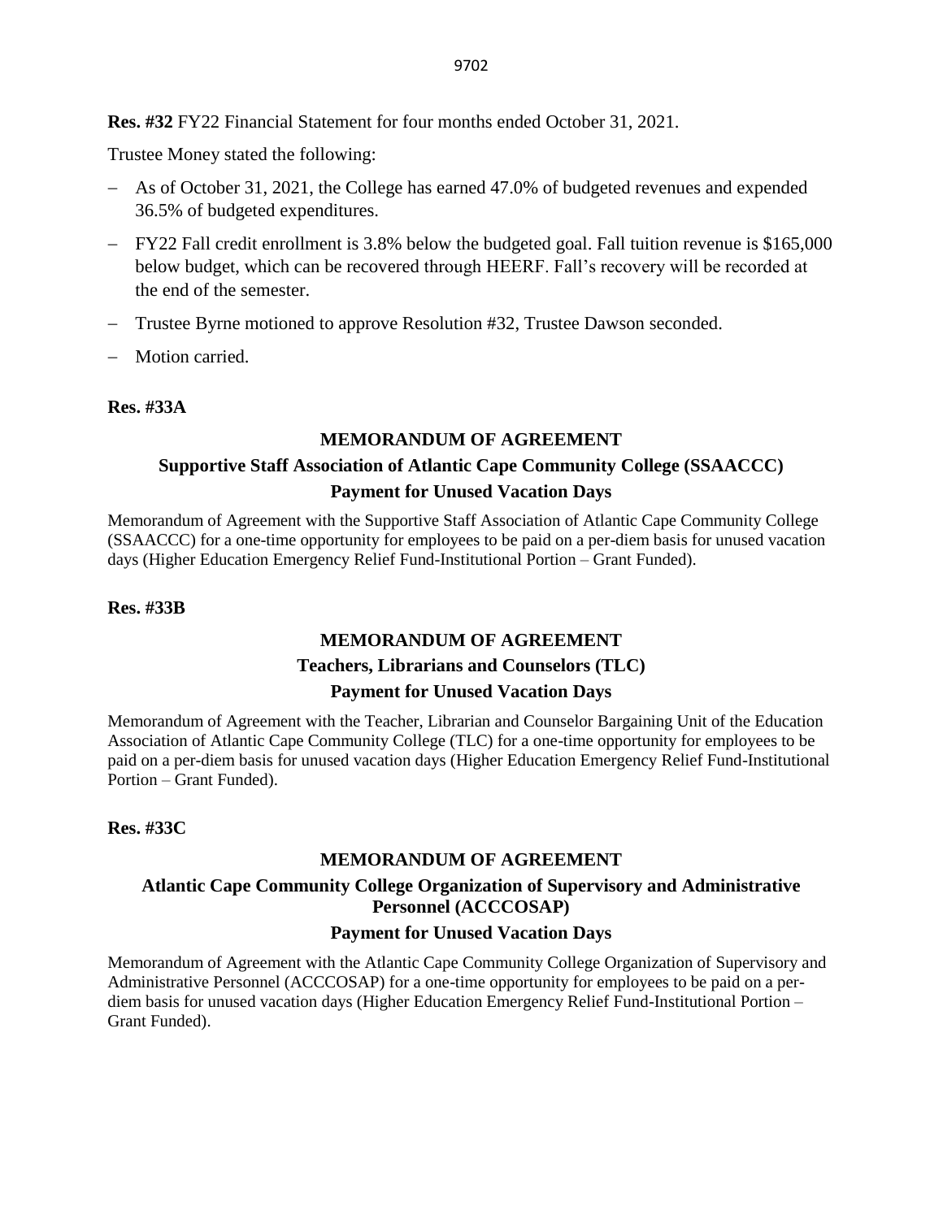**Res. #32** FY22 Financial Statement for four months ended October 31, 2021.

Trustee Money stated the following:

- As of October 31, 2021, the College has earned 47.0% of budgeted revenues and expended 36.5% of budgeted expenditures.
- FY22 Fall credit enrollment is 3.8% below the budgeted goal. Fall tuition revenue is $165,000 below budget, which can be recovered through HEERF. Fall's recovery will be recorded at the end of the semester.
- Trustee Byrne motioned to approve Resolution #32, Trustee Dawson seconded.
- Motion carried.

**Res. #33A**

**MEMORANDUM OF AGREEMENT**

**Supportive Staff Association of Atlantic Cape Community College (SSAACCC)**

**Payment for Unused Vacation Days**

Memorandum of Agreement with the Supportive Staff Association of Atlantic Cape Community College (SSAACCC) for a one-time opportunity for employees to be paid on a per-diem basis for unused vacation days (Higher Education Emergency Relief Fund-Institutional Portion – Grant Funded).

**Res. #33B**

**MEMORANDUM OF AGREEMENT**

**Teachers, Librarians and Counselors (TLC)**

**Payment for Unused Vacation Days**

Memorandum of Agreement with the Teacher, Librarian and Counselor Bargaining Unit of the Education Association of Atlantic Cape Community College (TLC) for a one-time opportunity for employees to be paid on a per-diem basis for unused vacation days (Higher Education Emergency Relief Fund-Institutional Portion – Grant Funded).

**Res. #33C**

**MEMORANDUM OF AGREEMENT**

**Atlantic Cape Community College Organization of Supervisory and Administrative Personnel (ACCCOSAP)**

**Payment for Unused Vacation Days**

Memorandum of Agreement with the Atlantic Cape Community College Organization of Supervisory and Administrative Personnel (ACCCOSAP) for a one-time opportunity for employees to be paid on a per-diem basis for unused vacation days (Higher Education Emergency Relief Fund-Institutional Portion – Grant Funded).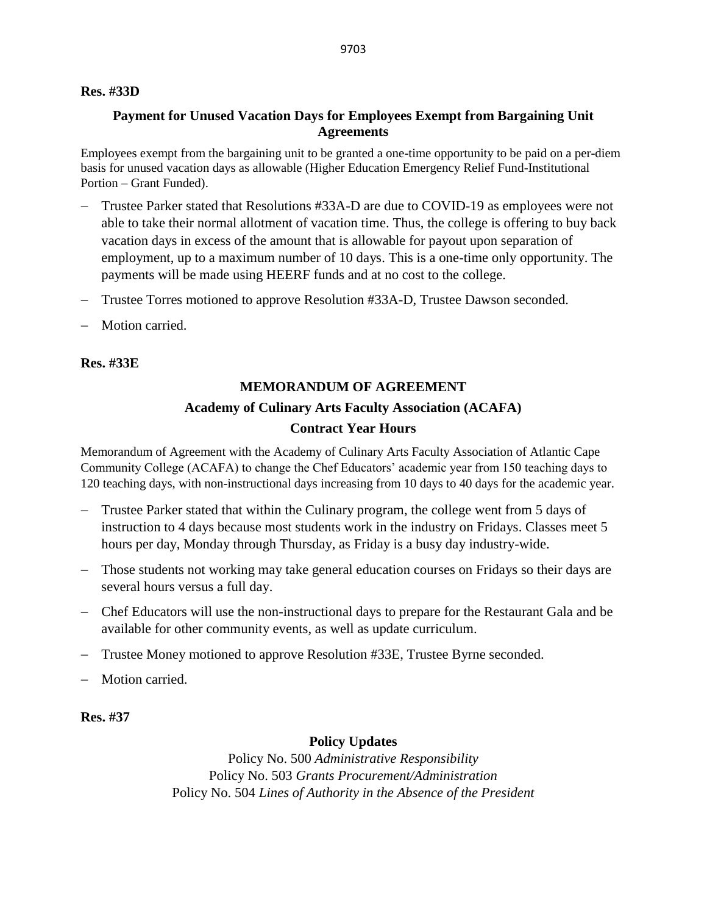**Res. #33D**

**Payment for Unused Vacation Days for Employees Exempt from Bargaining Unit Agreements**

Employees exempt from the bargaining unit to be granted a one-time opportunity to be paid on a per-diem basis for unused vacation days as allowable (Higher Education Emergency Relief Fund-Institutional Portion – Grant Funded).

- Trustee Parker stated that Resolutions #33A-D are due to COVID-19 as employees were not able to take their normal allotment of vacation time. Thus, the college is offering to buy back vacation days in excess of the amount that is allowable for payout upon separation of employment, up to a maximum number of 10 days. This is a one-time only opportunity. The payments will be made using HEERF funds and at no cost to the college.
- Trustee Torres motioned to approve Resolution #33A-D, Trustee Dawson seconded.
- Motion carried.

**Res. #33E**

**MEMORANDUM OF AGREEMENT**

**Academy of Culinary Arts Faculty Association (ACAFA)**

**Contract Year Hours**

Memorandum of Agreement with the Academy of Culinary Arts Faculty Association of Atlantic Cape Community College (ACAFA) to change the Chef Educators' academic year from 150 teaching days to 120 teaching days, with non-instructional days increasing from 10 days to 40 days for the academic year.

- Trustee Parker stated that within the Culinary program, the college went from 5 days of instruction to 4 days because most students work in the industry on Fridays. Classes meet 5 hours per day, Monday through Thursday, as Friday is a busy day industry-wide.
- Those students not working may take general education courses on Fridays so their days are several hours versus a full day.
- Chef Educators will use the non-instructional days to prepare for the Restaurant Gala and be available for other community events, as well as update curriculum.
- Trustee Money motioned to approve Resolution #33E, Trustee Byrne seconded.
- Motion carried.

**Res. #37**

**Policy Updates**

Policy No. 500 *Administrative Responsibility*
Policy No. 503 *Grants Procurement/Administration*
Policy No. 504 *Lines of Authority in the Absence of the President*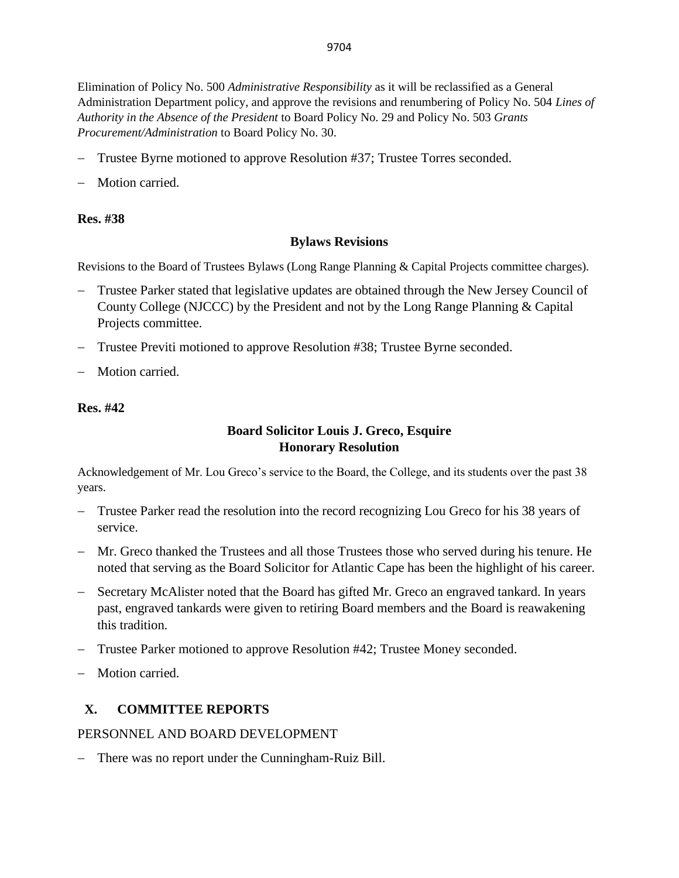Elimination of Policy No. 500 *Administrative Responsibility* as it will be reclassified as a General Administration Department policy, and approve the revisions and renumbering of Policy No. 504 *Lines of Authority in the Absence of the President* to Board Policy No. 29 and Policy No. 503 *Grants Procurement/Administration* to Board Policy No. 30.

- Trustee Byrne motioned to approve Resolution #37; Trustee Torres seconded.
- Motion carried.

**Res. #38**

**Bylaws Revisions**

Revisions to the Board of Trustees Bylaws (Long Range Planning & Capital Projects committee charges).

- Trustee Parker stated that legislative updates are obtained through the New Jersey Council of County College (NJCCC) by the President and not by the Long Range Planning & Capital Projects committee.
- Trustee Previti motioned to approve Resolution #38; Trustee Byrne seconded.
- Motion carried.

**Res. #42**

**Board Solicitor Louis J. Greco, Esquire**
**Honorary Resolution**

Acknowledgement of Mr. Lou Greco's service to the Board, the College, and its students over the past 38 years.

- Trustee Parker read the resolution into the record recognizing Lou Greco for his 38 years of service.
- Mr. Greco thanked the Trustees and all those Trustees those who served during his tenure. He noted that serving as the Board Solicitor for Atlantic Cape has been the highlight of his career.
- Secretary McAlister noted that the Board has gifted Mr. Greco an engraved tankard. In years past, engraved tankards were given to retiring Board members and the Board is reawakening this tradition.
- Trustee Parker motioned to approve Resolution #42; Trustee Money seconded.
- Motion carried.

## X. COMMITTEE REPORTS

PERSONNEL AND BOARD DEVELOPMENT

- There was no report under the Cunningham-Ruiz Bill.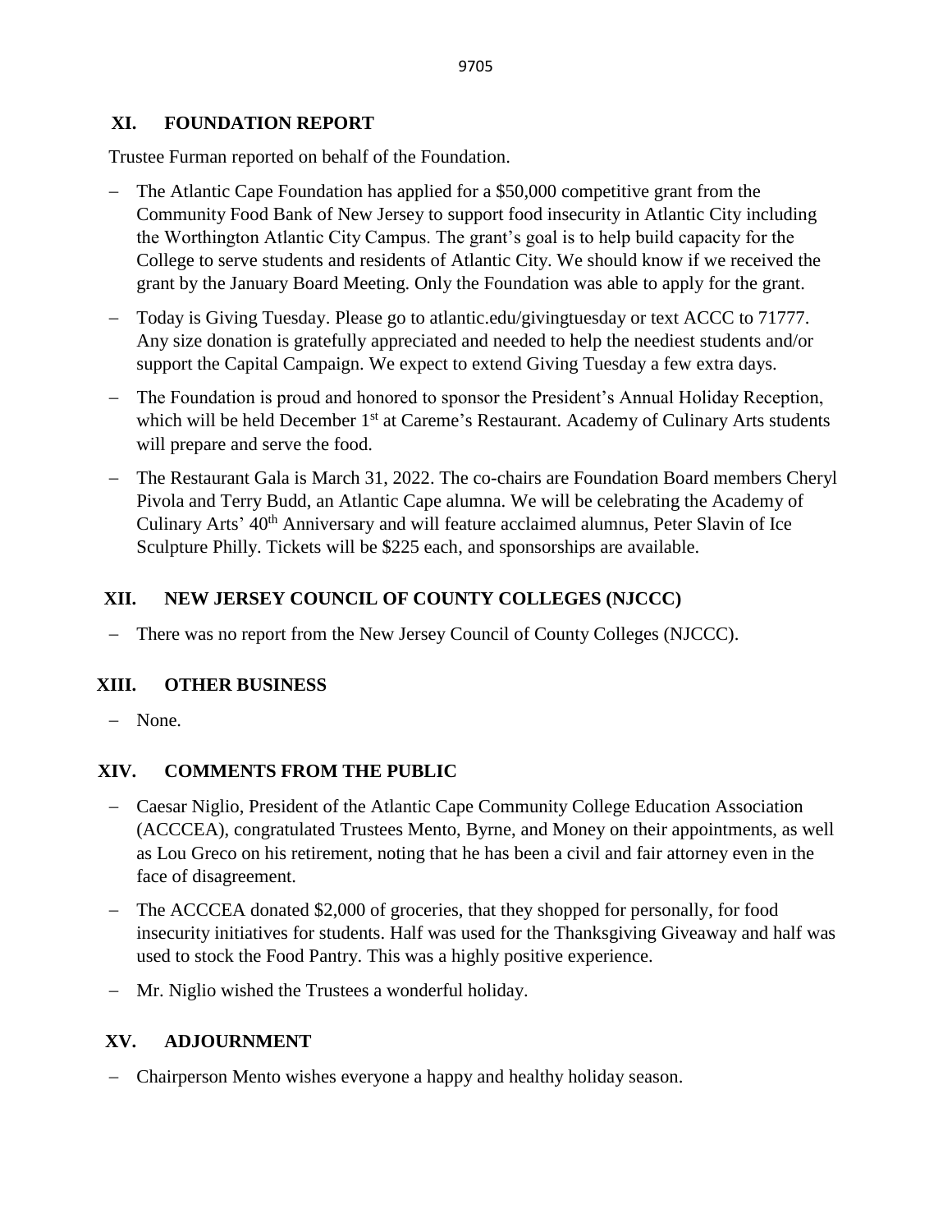## XI. FOUNDATION REPORT

Trustee Furman reported on behalf of the Foundation.

- The Atlantic Cape Foundation has applied for a $50,000 competitive grant from the Community Food Bank of New Jersey to support food insecurity in Atlantic City including the Worthington Atlantic City Campus. The grant's goal is to help build capacity for the College to serve students and residents of Atlantic City. We should know if we received the grant by the January Board Meeting. Only the Foundation was able to apply for the grant.
- Today is Giving Tuesday. Please go to atlantic.edu/givingtuesday or text ACCC to 71777. Any size donation is gratefully appreciated and needed to help the neediest students and/or support the Capital Campaign. We expect to extend Giving Tuesday a few extra days.
- The Foundation is proud and honored to sponsor the President's Annual Holiday Reception, which will be held December 1st at Careme's Restaurant. Academy of Culinary Arts students will prepare and serve the food.
- The Restaurant Gala is March 31, 2022. The co-chairs are Foundation Board members Cheryl Pivola and Terry Budd, an Atlantic Cape alumna. We will be celebrating the Academy of Culinary Arts' 40th Anniversary and will feature acclaimed alumnus, Peter Slavin of Ice Sculpture Philly. Tickets will be $225 each, and sponsorships are available.

## XII. NEW JERSEY COUNCIL OF COUNTY COLLEGES (NJCCC)

- There was no report from the New Jersey Council of County Colleges (NJCCC).

## XIII. OTHER BUSINESS

- None.

## XIV. COMMENTS FROM THE PUBLIC

- Caesar Niglio, President of the Atlantic Cape Community College Education Association (ACCCEA), congratulated Trustees Mento, Byrne, and Money on their appointments, as well as Lou Greco on his retirement, noting that he has been a civil and fair attorney even in the face of disagreement.
- The ACCCEA donated $2,000 of groceries, that they shopped for personally, for food insecurity initiatives for students. Half was used for the Thanksgiving Giveaway and half was used to stock the Food Pantry. This was a highly positive experience.
- Mr. Niglio wished the Trustees a wonderful holiday.

## XV. ADJOURNMENT

- Chairperson Mento wishes everyone a happy and healthy holiday season.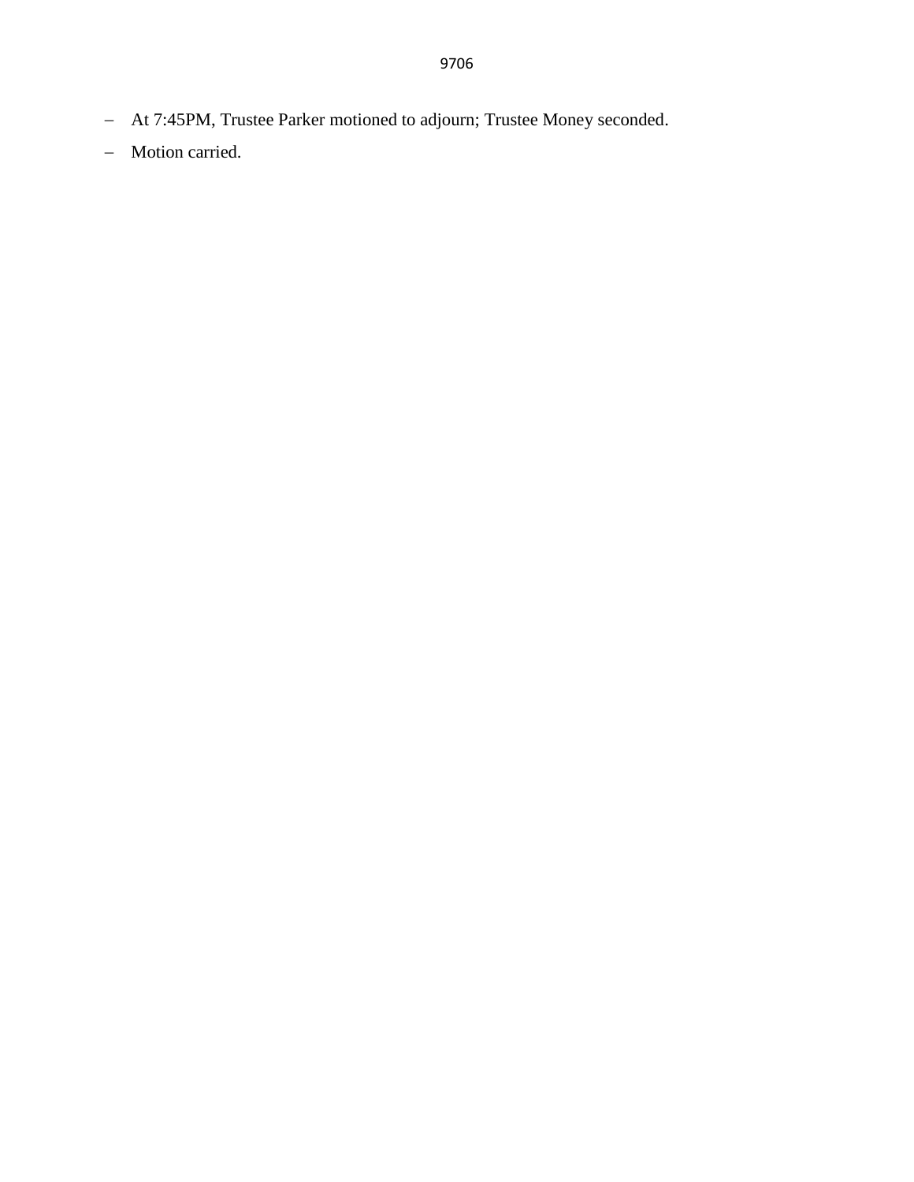- At 7:45PM, Trustee Parker motioned to adjourn; Trustee Money seconded.
- Motion carried.